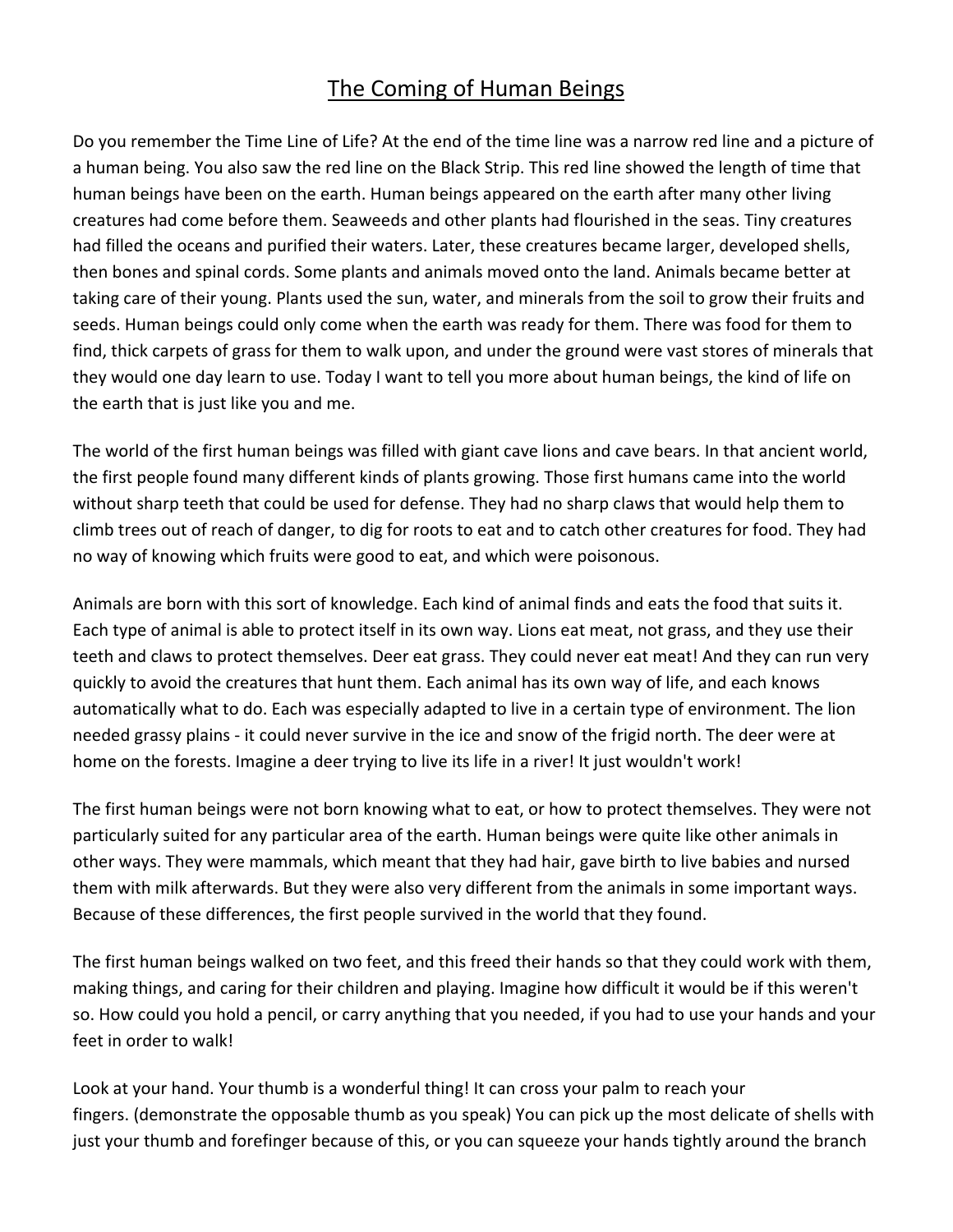# The Coming of Human Beings

Do you remember the Time Line of Life? At the end of the time line was a narrow red line and a picture of a human being. You also saw the red line on the Black Strip. This red line showed the length of time that human beings have been on the earth. Human beings appeared on the earth after many other living creatures had come before them. Seaweeds and other plants had flourished in the seas. Tiny creatures had filled the oceans and purified their waters. Later, these creatures became larger, developed shells, then bones and spinal cords. Some plants and animals moved onto the land. Animals became better at taking care of their young. Plants used the sun, water, and minerals from the soil to grow their fruits and seeds. Human beings could only come when the earth was ready for them. There was food for them to find, thick carpets of grass for them to walk upon, and under the ground were vast stores of minerals that they would one day learn to use. Today I want to tell you more about human beings, the kind of life on the earth that is just like you and me.

The world of the first human beings was filled with giant cave lions and cave bears. In that ancient world, the first people found many different kinds of plants growing. Those first humans came into the world without sharp teeth that could be used for defense. They had no sharp claws that would help them to climb trees out of reach of danger, to dig for roots to eat and to catch other creatures for food. They had no way of knowing which fruits were good to eat, and which were poisonous.

Animals are born with this sort of knowledge. Each kind of animal finds and eats the food that suits it. Each type of animal is able to protect itself in its own way. Lions eat meat, not grass, and they use their teeth and claws to protect themselves. Deer eat grass. They could never eat meat! And they can run very quickly to avoid the creatures that hunt them. Each animal has its own way of life, and each knows automatically what to do. Each was especially adapted to live in a certain type of environment. The lion needed grassy plains - it could never survive in the ice and snow of the frigid north. The deer were at home on the forests. Imagine a deer trying to live its life in a river! It just wouldn't work!

The first human beings were not born knowing what to eat, or how to protect themselves. They were not particularly suited for any particular area of the earth. Human beings were quite like other animals in other ways. They were mammals, which meant that they had hair, gave birth to live babies and nursed them with milk afterwards. But they were also very different from the animals in some important ways. Because of these differences, the first people survived in the world that they found.

The first human beings walked on two feet, and this freed their hands so that they could work with them, making things, and caring for their children and playing. Imagine how difficult it would be if this weren't so. How could you hold a pencil, or carry anything that you needed, if you had to use your hands and your feet in order to walk!

Look at your hand. Your thumb is a wonderful thing! It can cross your palm to reach your fingers. (demonstrate the opposable thumb as you speak) You can pick up the most delicate of shells with just your thumb and forefinger because of this, or you can squeeze your hands tightly around the branch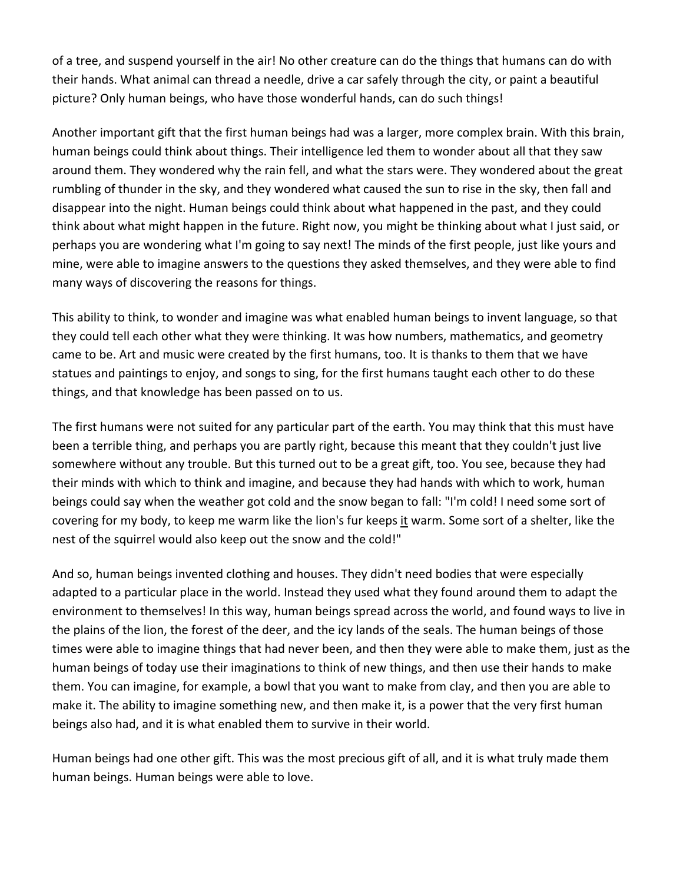of a tree, and suspend yourself in the air! No other creature can do the things that humans can do with their hands. What animal can thread a needle, drive a car safely through the city, or paint a beautiful picture? Only human beings, who have those wonderful hands, can do such things!

Another important gift that the first human beings had was a larger, more complex brain. With this brain, human beings could think about things. Their intelligence led them to wonder about all that they saw around them. They wondered why the rain fell, and what the stars were. They wondered about the great rumbling of thunder in the sky, and they wondered what caused the sun to rise in the sky, then fall and disappear into the night. Human beings could think about what happened in the past, and they could think about what might happen in the future. Right now, you might be thinking about what I just said, or perhaps you are wondering what I'm going to say next! The minds of the first people, just like yours and mine, were able to imagine answers to the questions they asked themselves, and they were able to find many ways of discovering the reasons for things.

This ability to think, to wonder and imagine was what enabled human beings to invent language, so that they could tell each other what they were thinking. It was how numbers, mathematics, and geometry came to be. Art and music were created by the first humans, too. It is thanks to them that we have statues and paintings to enjoy, and songs to sing, for the first humans taught each other to do these things, and that knowledge has been passed on to us.

The first humans were not suited for any particular part of the earth. You may think that this must have been a terrible thing, and perhaps you are partly right, because this meant that they couldn't just live somewhere without any trouble. But this turned out to be a great gift, too. You see, because they had their minds with which to think and imagine, and because they had hands with which to work, human beings could say when the weather got cold and the snow began to fall: "I'm cold! I need some sort of covering for my body, to keep me warm like the lion's fur keeps <u>it</u> warm. Some sort of a shelter, like the nest of the squirrel would also keep out the snow and the cold!"

And so, human beings invented clothing and houses. They didn't need bodies that were especially adapted to a particular place in the world. Instead they used what they found around them to adapt the environment to themselves! In this way, human beings spread across the world, and found ways to live in the plains of the lion, the forest of the deer, and the icy lands of the seals. The human beings of those times were able to imagine things that had never been, and then they were able to make them, just as the human beings of today use their imaginations to think of new things, and then use their hands to make them. You can imagine, for example, a bowl that you want to make from clay, and then you are able to make it. The ability to imagine something new, and then make it, is a power that the very first human beings also had, and it is what enabled them to survive in their world.

Human beings had one other gift. This was the most precious gift of all, and it is what truly made them human beings. Human beings were able to love.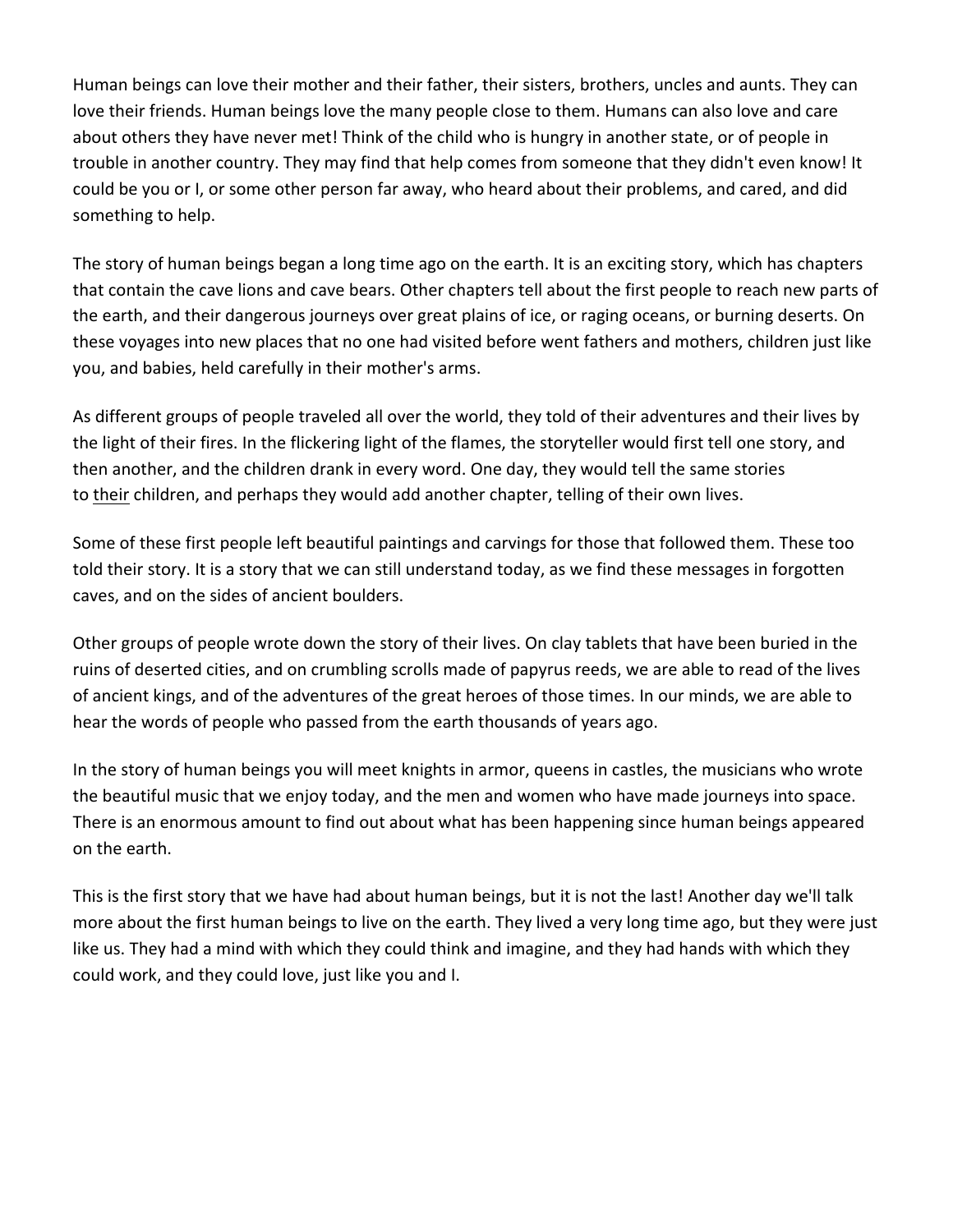Human beings can love their mother and their father, their sisters, brothers, uncles and aunts. They can love their friends. Human beings love the many people close to them. Humans can also love and care about others they have never met! Think of the child who is hungry in another state, or of people in trouble in another country. They may find that help comes from someone that they didn't even know! It could be you or I, or some other person far away, who heard about their problems, and cared, and did something to help.

The story of human beings began a long time ago on the earth. It is an exciting story, which has chapters that contain the cave lions and cave bears. Other chapters tell about the first people to reach new parts of the earth, and their dangerous journeys over great plains of ice, or raging oceans, or burning deserts. On these voyages into new places that no one had visited before went fathers and mothers, children just like you, and babies, held carefully in their mother's arms.

As different groups of people traveled all over the world, they told of their adventures and their lives by the light of their fires. In the flickering light of the flames, the storyteller would first tell one story, and then another, and the children drank in every word. One day, they would tell the same stories to <u>their</u> children, and perhaps they would add another chapter, telling of their own lives.

Some of these first people left beautiful paintings and carvings for those that followed them. These too told their story. It is a story that we can still understand today, as we find these messages in forgotten caves, and on the sides of ancient boulders.

Other groups of people wrote down the story of their lives. On clay tablets that have been buried in the ruins of deserted cities, and on crumbling scrolls made of papyrus reeds, we are able to read of the lives of ancient kings, and of the adventures of the great heroes of those times. In our minds, we are able to hear the words of people who passed from the earth thousands of years ago.

In the story of human beings you will meet knights in armor, queens in castles, the musicians who wrote the beautiful music that we enjoy today, and the men and women who have made journeys into space. There is an enormous amount to find out about what has been happening since human beings appeared on the earth.

This is the first story that we have had about human beings, but it is not the last! Another day we'll talk more about the first human beings to live on the earth. They lived a very long time ago, but they were just like us. They had a mind with which they could think and imagine, and they had hands with which they could work, and they could love, just like you and I.